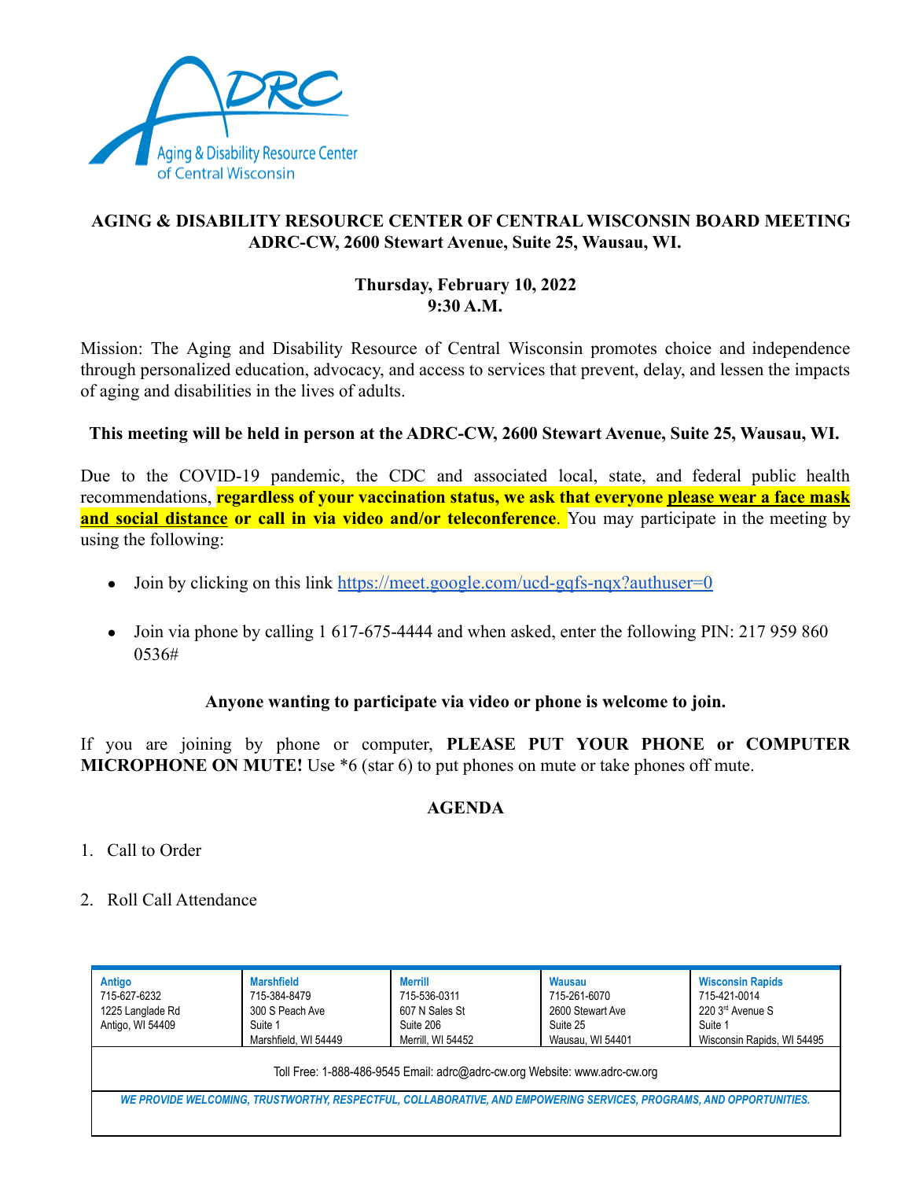**AGING & DISABILITY RESOURCE CENTER OF CENTRAL WISCONSIN BOARD MEETING**
**ADRC-CW, 2600 Stewart Avenue, Suite 25, Wausau, WI.**

**Thursday, February 10, 2022**
**9:30 A.M.**

Mission: The Aging and Disability Resource of Central Wisconsin promotes choice and independence through personalized education, advocacy, and access to services that prevent, delay, and lessen the impacts of aging and disabilities in the lives of adults.

**This meeting will be held in person at the ADRC-CW, 2600 Stewart Avenue, Suite 25, Wausau, WI.**

Due to the COVID-19 pandemic, the CDC and associated local, state, and federal public health recommendations, **regardless of your vaccination status, we ask that everyone please wear a face mask and social distance or call in via video and/or teleconference**. You may participate in the meeting by using the following:

- Join by clicking on this link https://meet.google.com/ucd-gqfs-nqx?authuser=0
- Join via phone by calling 1 617-675-4444 and when asked, enter the following PIN: 217 959 860 0536#

**Anyone wanting to participate via video or phone is welcome to join.**

If you are joining by phone or computer, **PLEASE PUT YOUR PHONE or COMPUTER MICROPHONE ON MUTE!** Use *6 (star 6) to put phones on mute or take phones off mute.

**AGENDA**

1. Call to Order
2. Roll Call Attendance

| Antigo | Marshfield | Merrill | Wausau | Wisconsin Rapids |
|---|---|---|---|---|
| 715-627-6232 | 715-384-8479 | 715-536-0311 | 715-261-6070 | 715-421-0014 |
| 1225 Langlade Rd | 300 S Peach Ave | 607 N Sales St | 2600 Stewart Ave | 220 3rd Avenue S |
| Antigo, WI 54409 | Suite 1 | Suite 206 | Suite 25 | Suite 1 |
| | Marshfield, WI 54449 | Merrill, WI 54452 | Wausau, WI 54401 | Wisconsin Rapids, WI 54495 |

Toll Free: 1-888-486-9545 Email: adrc@adrc-cw.org Website: www.adrc-cw.org

*WE PROVIDE WELCOMING, TRUSTWORTHY, RESPECTFUL, COLLABORATIVE, AND EMPOWERING SERVICES, PROGRAMS, AND OPPORTUNITIES.*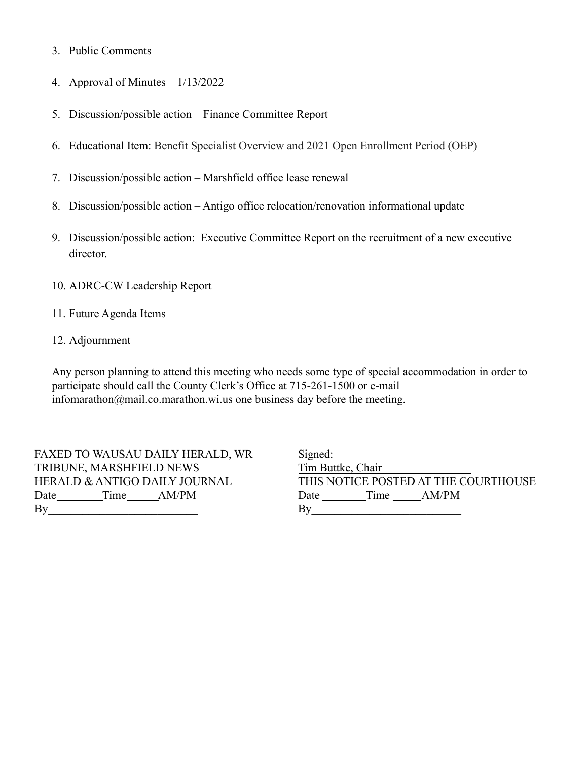3. Public Comments

4. Approval of Minutes – 1/13/2022

5. Discussion/possible action – Finance Committee Report

6. Educational Item: Benefit Specialist Overview and 2021 Open Enrollment Period (OEP)

7. Discussion/possible action – Marshfield office lease renewal

8. Discussion/possible action – Antigo office relocation/renovation informational update

9. Discussion/possible action: Executive Committee Report on the recruitment of a new executive director.

10. ADRC-CW Leadership Report

11. Future Agenda Items

12. Adjournment

Any person planning to attend this meeting who needs some type of special accommodation in order to participate should call the County Clerk's Office at 715-261-1500 or e-mail infomarathon@mail.co.marathon.wi.us one business day before the meeting.

FAXED TO WAUSAU DAILY HERALD, WR TRIBUNE, MARSHFIELD NEWS HERALD & ANTIGO DAILY JOURNAL
Date________Time______AM/PM
By__________________________

Signed:
Tim Buttke, Chair
THIS NOTICE POSTED AT THE COURTHOUSE
Date ________Time _____AM/PM
By__________________________